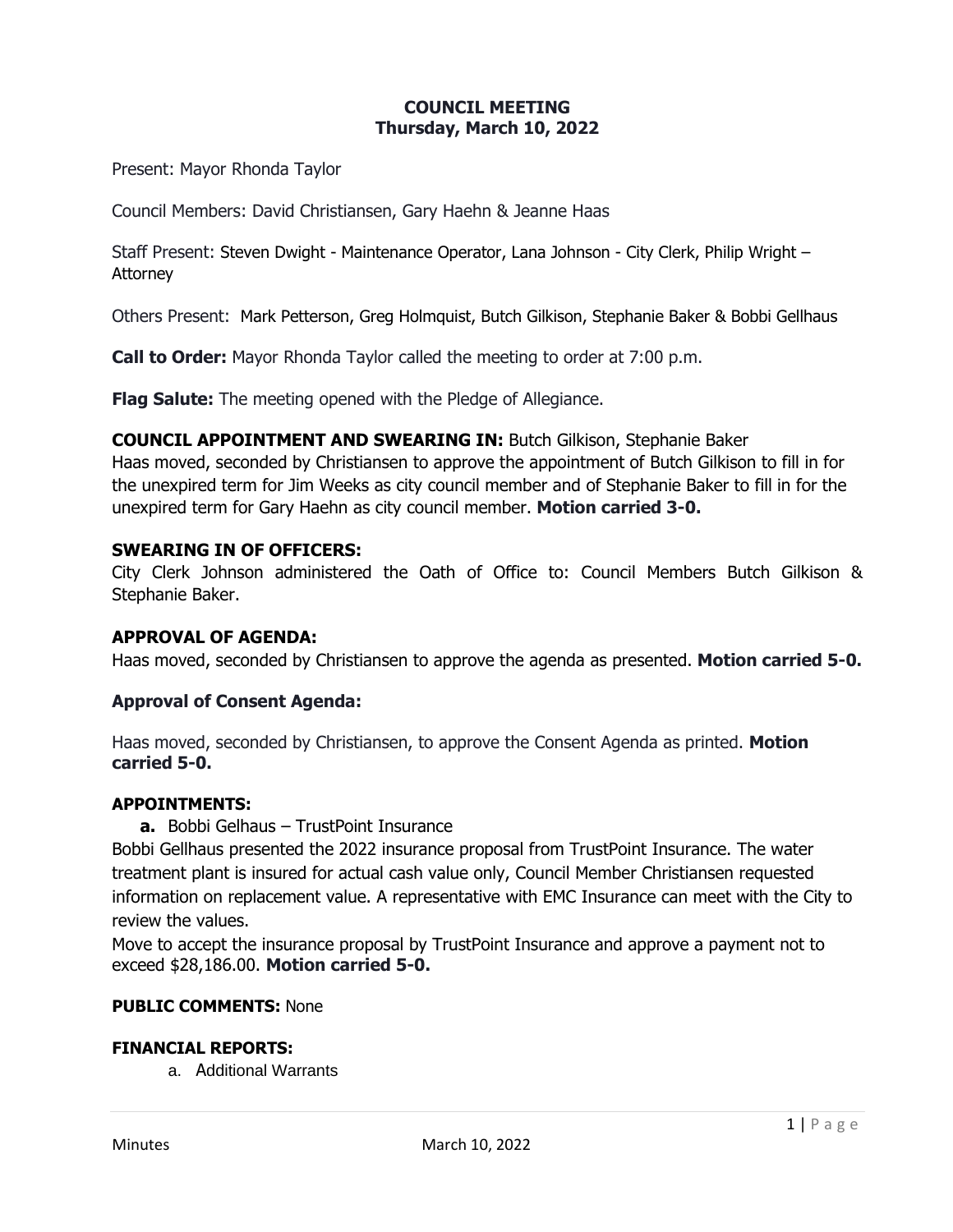# COUNCIL MEETING
## Thursday, March 10, 2022

Present: Mayor Rhonda Taylor

Council Members: David Christiansen, Gary Haehn & Jeanne Haas

Staff Present: Steven Dwight - Maintenance Operator, Lana Johnson - City Clerk, Philip Wright – Attorney

Others Present: Mark Petterson, Greg Holmquist, Butch Gilkison, Stephanie Baker & Bobbi Gellhaus

**Call to Order:** Mayor Rhonda Taylor called the meeting to order at 7:00 p.m.

**Flag Salute:** The meeting opened with the Pledge of Allegiance.

**COUNCIL APPOINTMENT AND SWEARING IN:** Butch Gilkison, Stephanie Baker
Haas moved, seconded by Christiansen to approve the appointment of Butch Gilkison to fill in for the unexpired term for Jim Weeks as city council member and of Stephanie Baker to fill in for the unexpired term for Gary Haehn as city council member. **Motion carried 3-0.**

**SWEARING IN OF OFFICERS:**
City Clerk Johnson administered the Oath of Office to: Council Members Butch Gilkison & Stephanie Baker.

**APPROVAL OF AGENDA:**
Haas moved, seconded by Christiansen to approve the agenda as presented. **Motion carried 5-0.**

**Approval of Consent Agenda:**

Haas moved, seconded by Christiansen, to approve the Consent Agenda as printed. **Motion carried 5-0.**

**APPOINTMENTS:**

**a.** Bobbi Gelhaus – TrustPoint Insurance

Bobbi Gellhaus presented the 2022 insurance proposal from TrustPoint Insurance. The water treatment plant is insured for actual cash value only, Council Member Christiansen requested information on replacement value. A representative with EMC Insurance can meet with the City to review the values.
Move to accept the insurance proposal by TrustPoint Insurance and approve a payment not to exceed $28,186.00. **Motion carried 5-0.**

**PUBLIC COMMENTS:** None

**FINANCIAL REPORTS:**

a. Additional Warrants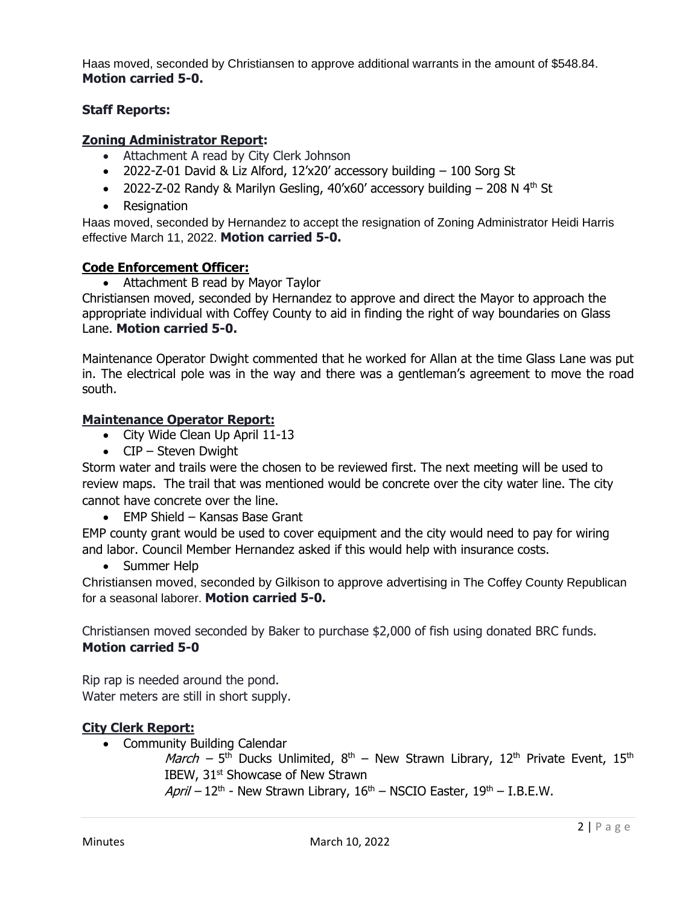Haas moved, seconded by Christiansen to approve additional warrants in the amount of $548.84. **Motion carried 5-0.**

**Staff Reports:**

**Zoning Administrator Report:**

- Attachment A read by City Clerk Johnson
- 2022-Z-01 David & Liz Alford, 12'x20' accessory building – 100 Sorg St
- 2022-Z-02 Randy & Marilyn Gesling, 40'x60' accessory building – 208 N 4th St
- Resignation

Haas moved, seconded by Hernandez to accept the resignation of Zoning Administrator Heidi Harris effective March 11, 2022. **Motion carried 5-0.**

**Code Enforcement Officer:**

- Attachment B read by Mayor Taylor

Christiansen moved, seconded by Hernandez to approve and direct the Mayor to approach the appropriate individual with Coffey County to aid in finding the right of way boundaries on Glass Lane. **Motion carried 5-0.**

Maintenance Operator Dwight commented that he worked for Allan at the time Glass Lane was put in. The electrical pole was in the way and there was a gentleman's agreement to move the road south.

**Maintenance Operator Report:**

- City Wide Clean Up April 11-13
- CIP – Steven Dwight

Storm water and trails were the chosen to be reviewed first. The next meeting will be used to review maps. The trail that was mentioned would be concrete over the city water line. The city cannot have concrete over the line.

- EMP Shield – Kansas Base Grant

EMP county grant would be used to cover equipment and the city would need to pay for wiring and labor. Council Member Hernandez asked if this would help with insurance costs.

- Summer Help

Christiansen moved, seconded by Gilkison to approve advertising in The Coffey County Republican for a seasonal laborer. **Motion carried 5-0.**

Christiansen moved seconded by Baker to purchase $2,000 of fish using donated BRC funds. **Motion carried 5-0**

Rip rap is needed around the pond.
Water meters are still in short supply.

**City Clerk Report:**

- Community Building Calendar

  *March* – 5th Ducks Unlimited, 8th – New Strawn Library, 12th Private Event, 15th IBEW, 31st Showcase of New Strawn

  *April* – 12th - New Strawn Library, 16th – NSCIO Easter, 19th – I.B.E.W.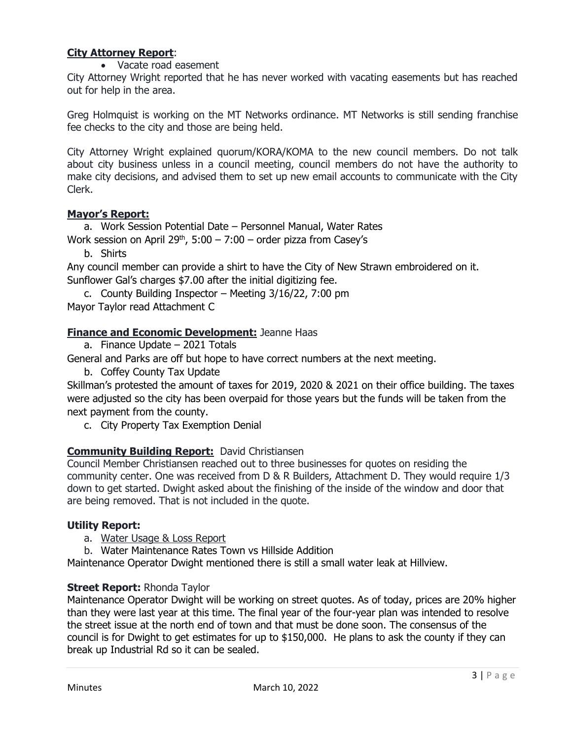**City Attorney Report**:

- Vacate road easement

City Attorney Wright reported that he has never worked with vacating easements but has reached out for help in the area.

Greg Holmquist is working on the MT Networks ordinance. MT Networks is still sending franchise fee checks to the city and those are being held.

City Attorney Wright explained quorum/KORA/KOMA to the new council members. Do not talk about city business unless in a council meeting, council members do not have the authority to make city decisions, and advised them to set up new email accounts to communicate with the City Clerk.

**Mayor's Report:**

a. Work Session Potential Date – Personnel Manual, Water Rates

Work session on April 29th, 5:00 – 7:00 – order pizza from Casey's

b. Shirts

Any council member can provide a shirt to have the City of New Strawn embroidered on it. Sunflower Gal's charges $7.00 after the initial digitizing fee.

c. County Building Inspector – Meeting 3/16/22, 7:00 pm

Mayor Taylor read Attachment C

**Finance and Economic Development:** Jeanne Haas

a. Finance Update – 2021 Totals

General and Parks are off but hope to have correct numbers at the next meeting.

b. Coffey County Tax Update

Skillman's protested the amount of taxes for 2019, 2020 & 2021 on their office building. The taxes were adjusted so the city has been overpaid for those years but the funds will be taken from the next payment from the county.

c. City Property Tax Exemption Denial

**Community Building Report:** David Christiansen

Council Member Christiansen reached out to three businesses for quotes on residing the community center. One was received from D & R Builders, Attachment D. They would require 1/3 down to get started. Dwight asked about the finishing of the inside of the window and door that are being removed. That is not included in the quote.

**Utility Report:**

a. Water Usage & Loss Report
b. Water Maintenance Rates Town vs Hillside Addition

Maintenance Operator Dwight mentioned there is still a small water leak at Hillview.

**Street Report:** Rhonda Taylor

Maintenance Operator Dwight will be working on street quotes. As of today, prices are 20% higher than they were last year at this time. The final year of the four-year plan was intended to resolve the street issue at the north end of town and that must be done soon. The consensus of the council is for Dwight to get estimates for up to $150,000. He plans to ask the county if they can break up Industrial Rd so it can be sealed.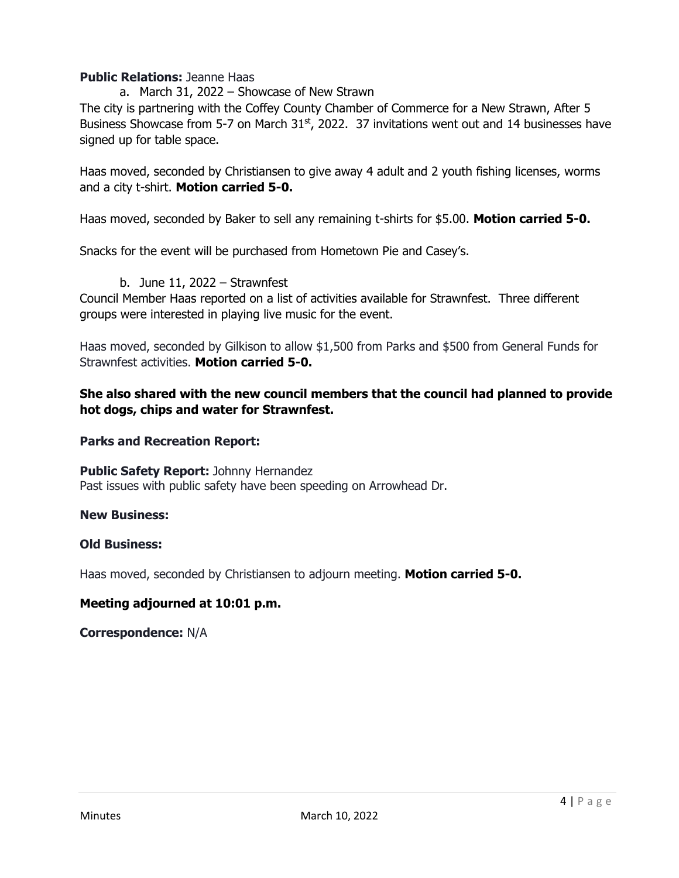**Public Relations:** Jeanne Haas

a. March 31, 2022 – Showcase of New Strawn

The city is partnering with the Coffey County Chamber of Commerce for a New Strawn, After 5 Business Showcase from 5-7 on March 31st, 2022. 37 invitations went out and 14 businesses have signed up for table space.

Haas moved, seconded by Christiansen to give away 4 adult and 2 youth fishing licenses, worms and a city t-shirt. **Motion carried 5-0.**

Haas moved, seconded by Baker to sell any remaining t-shirts for $5.00. **Motion carried 5-0.**

Snacks for the event will be purchased from Hometown Pie and Casey's.

b. June 11, 2022 – Strawnfest

Council Member Haas reported on a list of activities available for Strawnfest. Three different groups were interested in playing live music for the event.

Haas moved, seconded by Gilkison to allow $1,500 from Parks and $500 from General Funds for Strawnfest activities. **Motion carried 5-0.**

**She also shared with the new council members that the council had planned to provide hot dogs, chips and water for Strawnfest.**

**Parks and Recreation Report:**

**Public Safety Report:** Johnny Hernandez

Past issues with public safety have been speeding on Arrowhead Dr.

**New Business:**

**Old Business:**

Haas moved, seconded by Christiansen to adjourn meeting. **Motion carried 5-0.**

**Meeting adjourned at 10:01 p.m.**

**Correspondence:** N/A